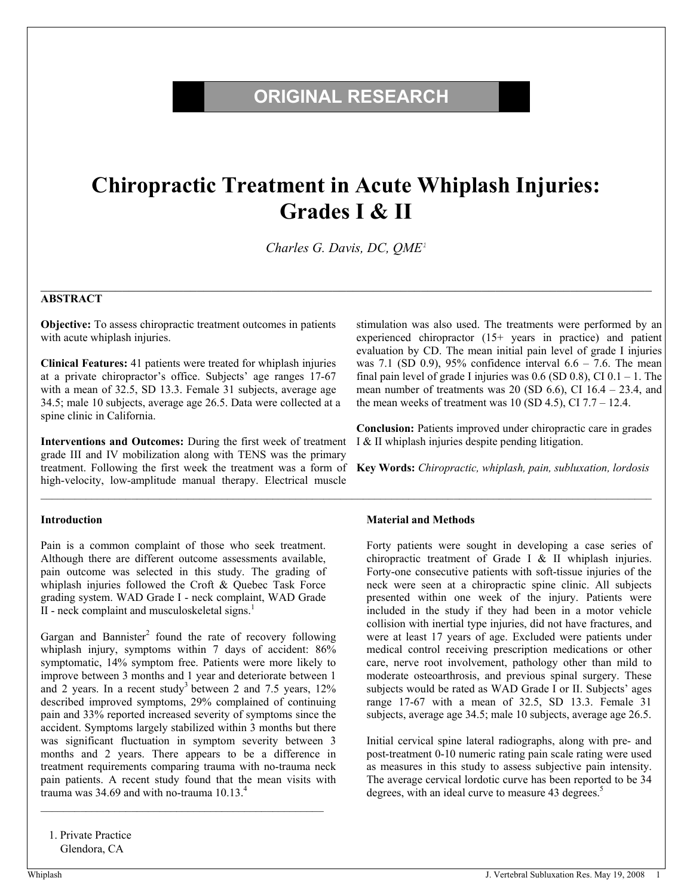ORIGINAL RESEARCH

# Chiropractic Treatment in Acute Whiplash Injuries: Grades I & II

*Charles G. Davis, DC, QME*[1]

## ABSTRACT

**Objective:** To assess chiropractic treatment outcomes in patients with acute whiplash injuries.

**Clinical Features:** 41 patients were treated for whiplash injuries at a private chiropractor's office. Subjects' age ranges 17-67 with a mean of 32.5, SD 13.3. Female 31 subjects, average age 34.5; male 10 subjects, average age 26.5. Data were collected at a spine clinic in California.

**Interventions and Outcomes:** During the first week of treatment grade III and IV mobilization along with TENS was the primary treatment. Following the first week the treatment was a form of high-velocity, low-amplitude manual therapy. Electrical muscle stimulation was also used. The treatments were performed by an experienced chiropractor (15+ years in practice) and patient evaluation by CD. The mean initial pain level of grade I injuries was 7.1 (SD 0.9), 95% confidence interval 6.6 – 7.6. The mean final pain level of grade I injuries was 0.6 (SD 0.8), CI 0.1 – 1. The mean number of treatments was 20 (SD 6.6), CI 16.4 – 23.4, and the mean weeks of treatment was 10 (SD 4.5), CI 7.7 – 12.4.

**Conclusion:** Patients improved under chiropractic care in grades I & II whiplash injuries despite pending litigation.

**Key Words:** *Chiropractic, whiplash, pain, subluxation, lordosis*

### Introduction

Pain is a common complaint of those who seek treatment. Although there are different outcome assessments available, pain outcome was selected in this study. The grading of whiplash injuries followed the Croft & Quebec Task Force grading system. WAD Grade I - neck complaint, WAD Grade II - neck complaint and musculoskeletal signs.[1]

Gargan and Bannister[2] found the rate of recovery following whiplash injury, symptoms within 7 days of accident: 86% symptomatic, 14% symptom free. Patients were more likely to improve between 3 months and 1 year and deteriorate between 1 and 2 years. In a recent study[3] between 2 and 7.5 years, 12% described improved symptoms, 29% complained of continuing pain and 33% reported increased severity of symptoms since the accident. Symptoms largely stabilized within 3 months but there was significant fluctuation in symptom severity between 3 months and 2 years. There appears to be a difference in treatment requirements comparing trauma with no-trauma neck pain patients. A recent study found that the mean visits with trauma was 34.69 and with no-trauma 10.13.[4]

### Material and Methods

Forty patients were sought in developing a case series of chiropractic treatment of Grade I & II whiplash injuries. Forty-one consecutive patients with soft-tissue injuries of the neck were seen at a chiropractic spine clinic. All subjects presented within one week of the injury. Patients were included in the study if they had been in a motor vehicle collision with inertial type injuries, did not have fractures, and were at least 17 years of age. Excluded were patients under medical control receiving prescription medications or other care, nerve root involvement, pathology other than mild to moderate osteoarthrosis, and previous spinal surgery. These subjects would be rated as WAD Grade I or II. Subjects' ages range 17-67 with a mean of 32.5, SD 13.3. Female 31 subjects, average age 34.5; male 10 subjects, average age 26.5.

Initial cervical spine lateral radiographs, along with pre- and post-treatment 0-10 numeric rating pain scale rating were used as measures in this study to assess subjective pain intensity. The average cervical lordotic curve has been reported to be 34 degrees, with an ideal curve to measure 43 degrees.[5]

1. Private Practice
   Glendora, CA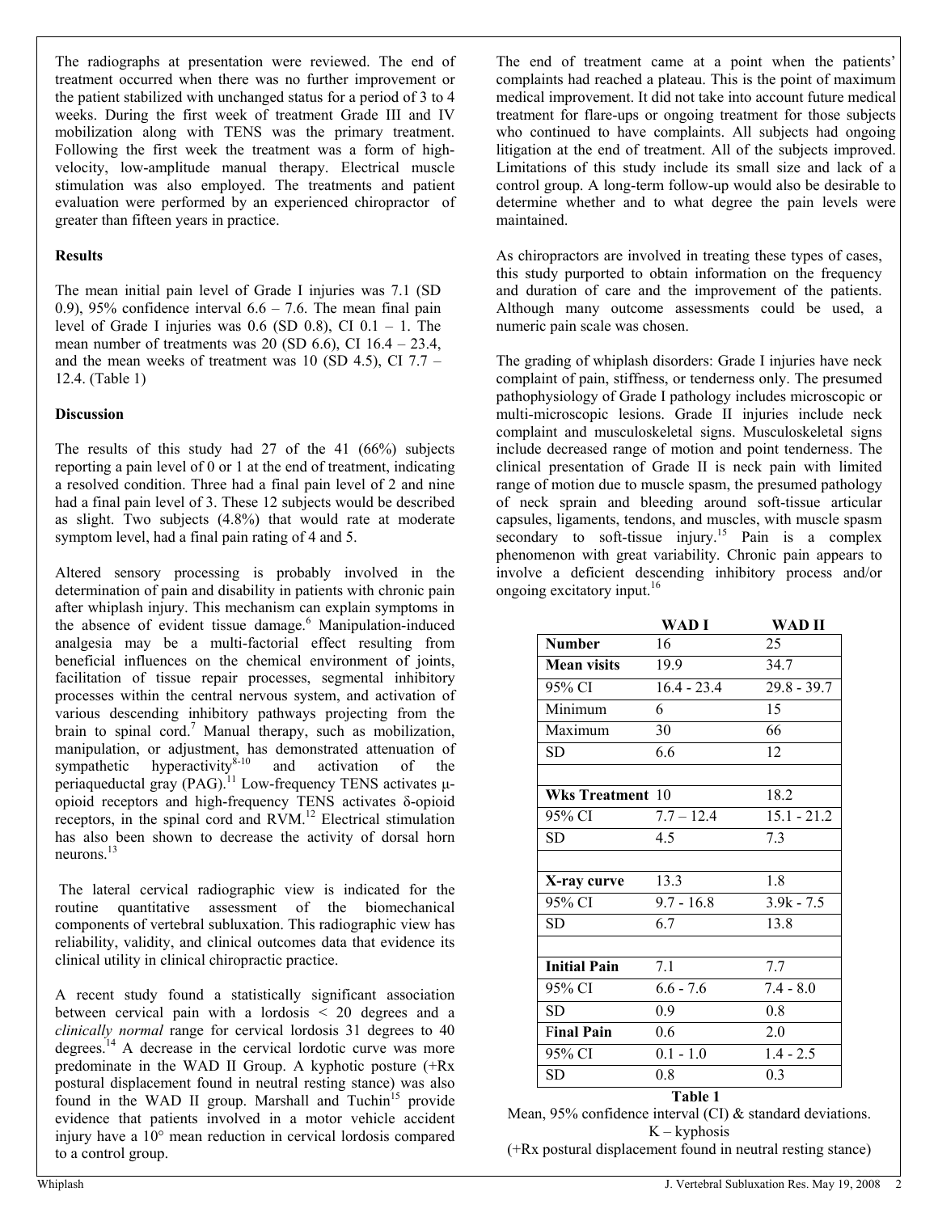The radiographs at presentation were reviewed. The end of treatment occurred when there was no further improvement or the patient stabilized with unchanged status for a period of 3 to 4 weeks. During the first week of treatment Grade III and IV mobilization along with TENS was the primary treatment. Following the first week the treatment was a form of high-velocity, low-amplitude manual therapy. Electrical muscle stimulation was also employed. The treatments and patient evaluation were performed by an experienced chiropractor of greater than fifteen years in practice.

### Results

The mean initial pain level of Grade I injuries was 7.1 (SD 0.9), 95% confidence interval 6.6 – 7.6. The mean final pain level of Grade I injuries was 0.6 (SD 0.8), CI 0.1 – 1. The mean number of treatments was 20 (SD 6.6), CI 16.4 – 23.4, and the mean weeks of treatment was 10 (SD 4.5), CI 7.7 – 12.4. (Table 1)

### Discussion

The results of this study had 27 of the 41 (66%) subjects reporting a pain level of 0 or 1 at the end of treatment, indicating a resolved condition. Three had a final pain level of 2 and nine had a final pain level of 3. These 12 subjects would be described as slight. Two subjects (4.8%) that would rate at moderate symptom level, had a final pain rating of 4 and 5.

Altered sensory processing is probably involved in the determination of pain and disability in patients with chronic pain after whiplash injury. This mechanism can explain symptoms in the absence of evident tissue damage.[6] Manipulation-induced analgesia may be a multi-factorial effect resulting from beneficial influences on the chemical environment of joints, facilitation of tissue repair processes, segmental inhibitory processes within the central nervous system, and activation of various descending inhibitory pathways projecting from the brain to spinal cord.[7] Manual therapy, such as mobilization, manipulation, or adjustment, has demonstrated attenuation of sympathetic hyperactivity[8-10] and activation of the periaqueductal gray (PAG).[11] Low-frequency TENS activates μ-opioid receptors and high-frequency TENS activates δ-opioid receptors, in the spinal cord and RVM.[12] Electrical stimulation has also been shown to decrease the activity of dorsal horn neurons.[13]

The lateral cervical radiographic view is indicated for the routine quantitative assessment of the biomechanical components of vertebral subluxation. This radiographic view has reliability, validity, and clinical outcomes data that evidence its clinical utility in clinical chiropractic practice.

A recent study found a statistically significant association between cervical pain with a lordosis < 20 degrees and a *clinically normal* range for cervical lordosis 31 degrees to 40 degrees.[14] A decrease in the cervical lordotic curve was more predominate in the WAD II Group. A kyphotic posture (+Rx postural displacement found in neutral resting stance) was also found in the WAD II group. Marshall and Tuchin[15] provide evidence that patients involved in a motor vehicle accident injury have a 10° mean reduction in cervical lordosis compared to a control group.

The end of treatment came at a point when the patients' complaints had reached a plateau. This is the point of maximum medical improvement. It did not take into account future medical treatment for flare-ups or ongoing treatment for those subjects who continued to have complaints. All subjects had ongoing litigation at the end of treatment. All of the subjects improved. Limitations of this study include its small size and lack of a control group. A long-term follow-up would also be desirable to determine whether and to what degree the pain levels were maintained.

As chiropractors are involved in treating these types of cases, this study purported to obtain information on the frequency and duration of care and the improvement of the patients. Although many outcome assessments could be used, a numeric pain scale was chosen.

The grading of whiplash disorders: Grade I injuries have neck complaint of pain, stiffness, or tenderness only. The presumed pathophysiology of Grade I pathology includes microscopic or multi-microscopic lesions. Grade II injuries include neck complaint and musculoskeletal signs. Musculoskeletal signs include decreased range of motion and point tenderness. The clinical presentation of Grade II is neck pain with limited range of motion due to muscle spasm, the presumed pathology of neck sprain and bleeding around soft-tissue articular capsules, ligaments, tendons, and muscles, with muscle spasm secondary to soft-tissue injury.[15] Pain is a complex phenomenon with great variability. Chronic pain appears to involve a deficient descending inhibitory process and/or ongoing excitatory input.[16]

| | WAD I | WAD II |
|---|---|---|
| **Number** | 16 | 25 |
| **Mean visits** | 19.9 | 34.7 |
| 95% CI | 16.4 - 23.4 | 29.8 - 39.7 |
| Minimum | 6 | 15 |
| Maximum | 30 | 66 |
| SD | 6.6 | 12 |
| | | |
| **Wks Treatment** | 10 | 18.2 |
| 95% CI | 7.7 – 12.4 | 15.1 - 21.2 |
| SD | 4.5 | 7.3 |
| | | |
| **X-ray curve** | 13.3 | 1.8 |
| 95% CI | 9.7 - 16.8 | 3.9k - 7.5 |
| SD | 6.7 | 13.8 |
| | | |
| **Initial Pain** | 7.1 | 7.7 |
| 95% CI | 6.6 - 7.6 | 7.4 - 8.0 |
| SD | 0.9 | 0.8 |
| **Final Pain** | 0.6 | 2.0 |
| 95% CI | 0.1 - 1.0 | 1.4 - 2.5 |
| SD | 0.8 | 0.3 |

**Table 1**

Mean, 95% confidence interval (CI) & standard deviations.
K – kyphosis
(+Rx postural displacement found in neutral resting stance)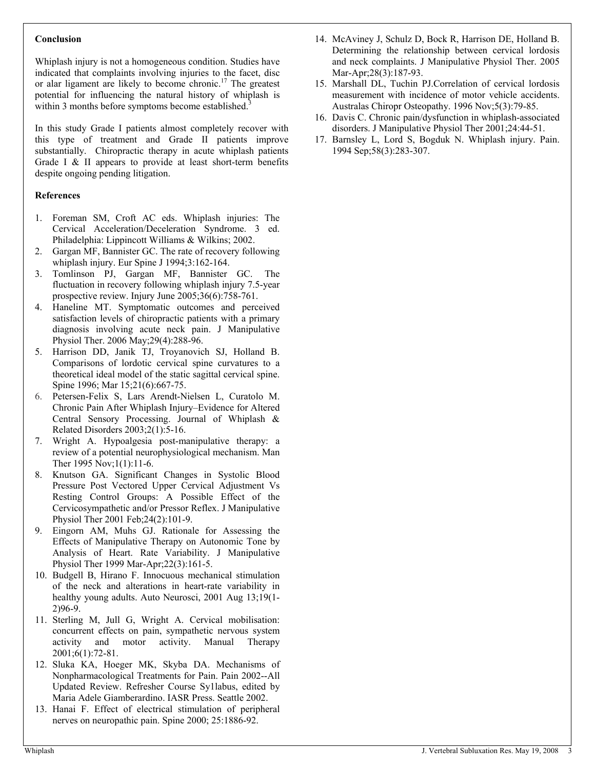## Conclusion

Whiplash injury is not a homogeneous condition. Studies have indicated that complaints involving injuries to the facet, disc or alar ligament are likely to become chronic.[17] The greatest potential for influencing the natural history of whiplash is within 3 months before symptoms become established.[3]

In this study Grade I patients almost completely recover with this type of treatment and Grade II patients improve substantially. Chiropractic therapy in acute whiplash patients Grade I & II appears to provide at least short-term benefits despite ongoing pending litigation.

## References

1. Foreman SM, Croft AC eds. Whiplash injuries: The Cervical Acceleration/Deceleration Syndrome. 3 ed. Philadelphia: Lippincott Williams & Wilkins; 2002.
2. Gargan MF, Bannister GC. The rate of recovery following whiplash injury. Eur Spine J 1994;3:162-164.
3. Tomlinson PJ, Gargan MF, Bannister GC. The fluctuation in recovery following whiplash injury 7.5-year prospective review. Injury June 2005;36(6):758-761.
4. Haneline MT. Symptomatic outcomes and perceived satisfaction levels of chiropractic patients with a primary diagnosis involving acute neck pain. J Manipulative Physiol Ther. 2006 May;29(4):288-96.
5. Harrison DD, Janik TJ, Troyanovich SJ, Holland B. Comparisons of lordotic cervical spine curvatures to a theoretical ideal model of the static sagittal cervical spine. Spine 1996; Mar 15;21(6):667-75.
6. Petersen-Felix S, Lars Arendt-Nielsen L, Curatolo M. Chronic Pain After Whiplash Injury–Evidence for Altered Central Sensory Processing. Journal of Whiplash & Related Disorders 2003;2(1):5-16.
7. Wright A. Hypoalgesia post-manipulative therapy: a review of a potential neurophysiological mechanism. Man Ther 1995 Nov;1(1):11-6.
8. Knutson GA. Significant Changes in Systolic Blood Pressure Post Vectored Upper Cervical Adjustment Vs Resting Control Groups: A Possible Effect of the Cervicosympathetic and/or Pressor Reflex. J Manipulative Physiol Ther 2001 Feb;24(2):101-9.
9. Eingorn AM, Muhs GJ. Rationale for Assessing the Effects of Manipulative Therapy on Autonomic Tone by Analysis of Heart. Rate Variability. J Manipulative Physiol Ther 1999 Mar-Apr;22(3):161-5.
10. Budgell B, Hirano F. Innocuous mechanical stimulation of the neck and alterations in heart-rate variability in healthy young adults. Auto Neurosci, 2001 Aug 13;19(1-2)96-9.
11. Sterling M, Jull G, Wright A. Cervical mobilisation: concurrent effects on pain, sympathetic nervous system activity and motor activity. Manual Therapy 2001;6(1):72-81.
12. Sluka KA, Hoeger MK, Skyba DA. Mechanisms of Nonpharmacological Treatments for Pain. Pain 2002--All Updated Review. Refresher Course Sy1labus, edited by Maria Adele Giamberardino. IASR Press. Seattle 2002.
13. Hanai F. Effect of electrical stimulation of peripheral nerves on neuropathic pain. Spine 2000; 25:1886-92.
14. McAviney J, Schulz D, Bock R, Harrison DE, Holland B. Determining the relationship between cervical lordosis and neck complaints. J Manipulative Physiol Ther. 2005 Mar-Apr;28(3):187-93.
15. Marshall DL, Tuchin PJ.Correlation of cervical lordosis measurement with incidence of motor vehicle accidents. Australas Chiropr Osteopathy. 1996 Nov;5(3):79-85.
16. Davis C. Chronic pain/dysfunction in whiplash-associated disorders. J Manipulative Physiol Ther 2001;24:44-51.
17. Barnsley L, Lord S, Bogduk N. Whiplash injury. Pain. 1994 Sep;58(3):283-307.